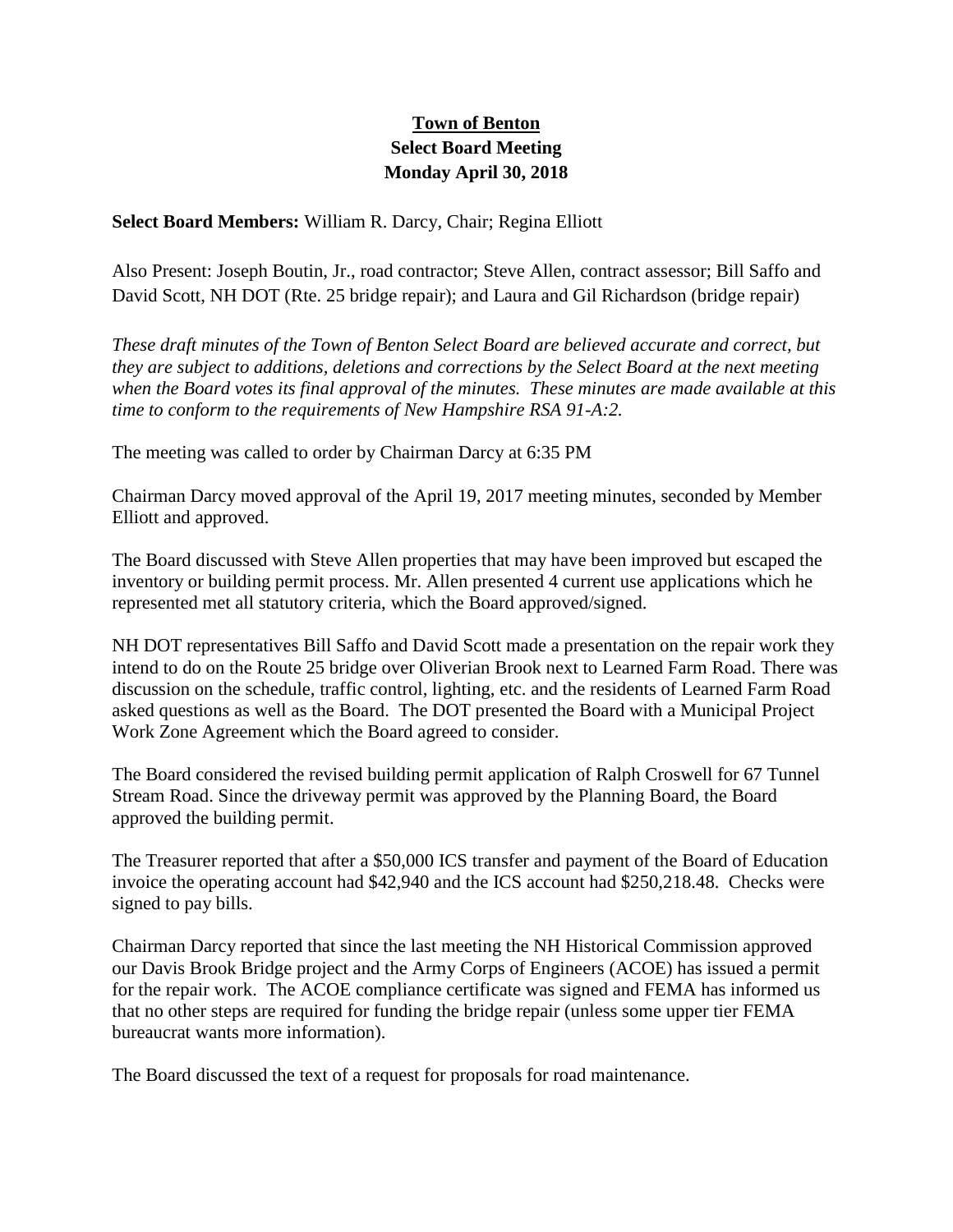# Town of Benton
## Select Board Meeting
## Monday April 30, 2018

**Select Board Members:** William R. Darcy, Chair; Regina Elliott

Also Present: Joseph Boutin, Jr., road contractor; Steve Allen, contract assessor; Bill Saffo and David Scott, NH DOT (Rte. 25 bridge repair); and Laura and Gil Richardson (bridge repair)

*These draft minutes of the Town of Benton Select Board are believed accurate and correct, but they are subject to additions, deletions and corrections by the Select Board at the next meeting when the Board votes its final approval of the minutes. These minutes are made available at this time to conform to the requirements of New Hampshire RSA 91-A:2.*

The meeting was called to order by Chairman Darcy at 6:35 PM

Chairman Darcy moved approval of the April 19, 2017 meeting minutes, seconded by Member Elliott and approved.

The Board discussed with Steve Allen properties that may have been improved but escaped the inventory or building permit process. Mr. Allen presented 4 current use applications which he represented met all statutory criteria, which the Board approved/signed.

NH DOT representatives Bill Saffo and David Scott made a presentation on the repair work they intend to do on the Route 25 bridge over Oliverian Brook next to Learned Farm Road. There was discussion on the schedule, traffic control, lighting, etc. and the residents of Learned Farm Road asked questions as well as the Board. The DOT presented the Board with a Municipal Project Work Zone Agreement which the Board agreed to consider.

The Board considered the revised building permit application of Ralph Croswell for 67 Tunnel Stream Road. Since the driveway permit was approved by the Planning Board, the Board approved the building permit.

The Treasurer reported that after a $50,000 ICS transfer and payment of the Board of Education invoice the operating account had $42,940 and the ICS account had $250,218.48. Checks were signed to pay bills.

Chairman Darcy reported that since the last meeting the NH Historical Commission approved our Davis Brook Bridge project and the Army Corps of Engineers (ACOE) has issued a permit for the repair work. The ACOE compliance certificate was signed and FEMA has informed us that no other steps are required for funding the bridge repair (unless some upper tier FEMA bureaucrat wants more information).

The Board discussed the text of a request for proposals for road maintenance.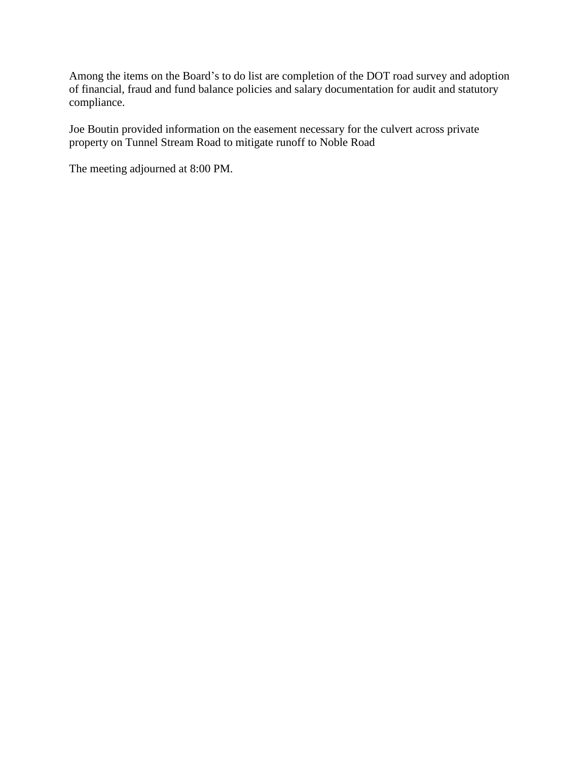Among the items on the Board's to do list are completion of the DOT road survey and adoption of financial, fraud and fund balance policies and salary documentation for audit and statutory compliance.

Joe Boutin provided information on the easement necessary for the culvert across private property on Tunnel Stream Road to mitigate runoff to Noble Road

The meeting adjourned at 8:00 PM.